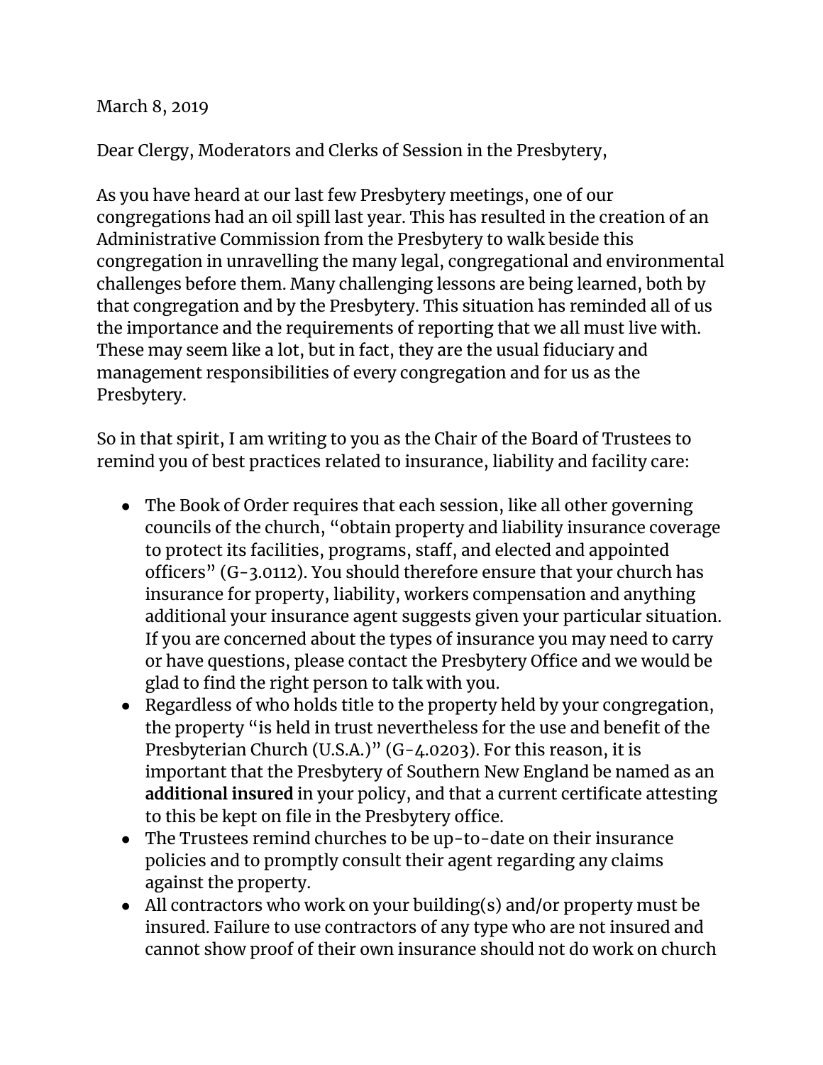March 8, 2019

Dear Clergy, Moderators and Clerks of Session in the Presbytery,

As you have heard at our last few Presbytery meetings, one of our congregations had an oil spill last year. This has resulted in the creation of an Administrative Commission from the Presbytery to walk beside this congregation in unravelling the many legal, congregational and environmental challenges before them. Many challenging lessons are being learned, both by that congregation and by the Presbytery. This situation has reminded all of us the importance and the requirements of reporting that we all must live with. These may seem like a lot, but in fact, they are the usual fiduciary and management responsibilities of every congregation and for us as the Presbytery.

So in that spirit, I am writing to you as the Chair of the Board of Trustees to remind you of best practices related to insurance, liability and facility care:

- The Book of Order requires that each session, like all other governing councils of the church, "obtain property and liability insurance coverage to protect its facilities, programs, staff, and elected and appointed officers" (G-3.0112). You should therefore ensure that your church has insurance for property, liability, workers compensation and anything additional your insurance agent suggests given your particular situation. If you are concerned about the types of insurance you may need to carry or have questions, please contact the Presbytery Office and we would be glad to find the right person to talk with you.
- Regardless of who holds title to the property held by your congregation, the property "is held in trust nevertheless for the use and benefit of the Presbyterian Church (U.S.A.)" (G-4.0203). For this reason, it is important that the Presbytery of Southern New England be named as an **additional insured** in your policy, and that a current certificate attesting to this be kept on file in the Presbytery office.
- The Trustees remind churches to be up-to-date on their insurance policies and to promptly consult their agent regarding any claims against the property.
- All contractors who work on your building(s) and/or property must be insured. Failure to use contractors of any type who are not insured and cannot show proof of their own insurance should not do work on church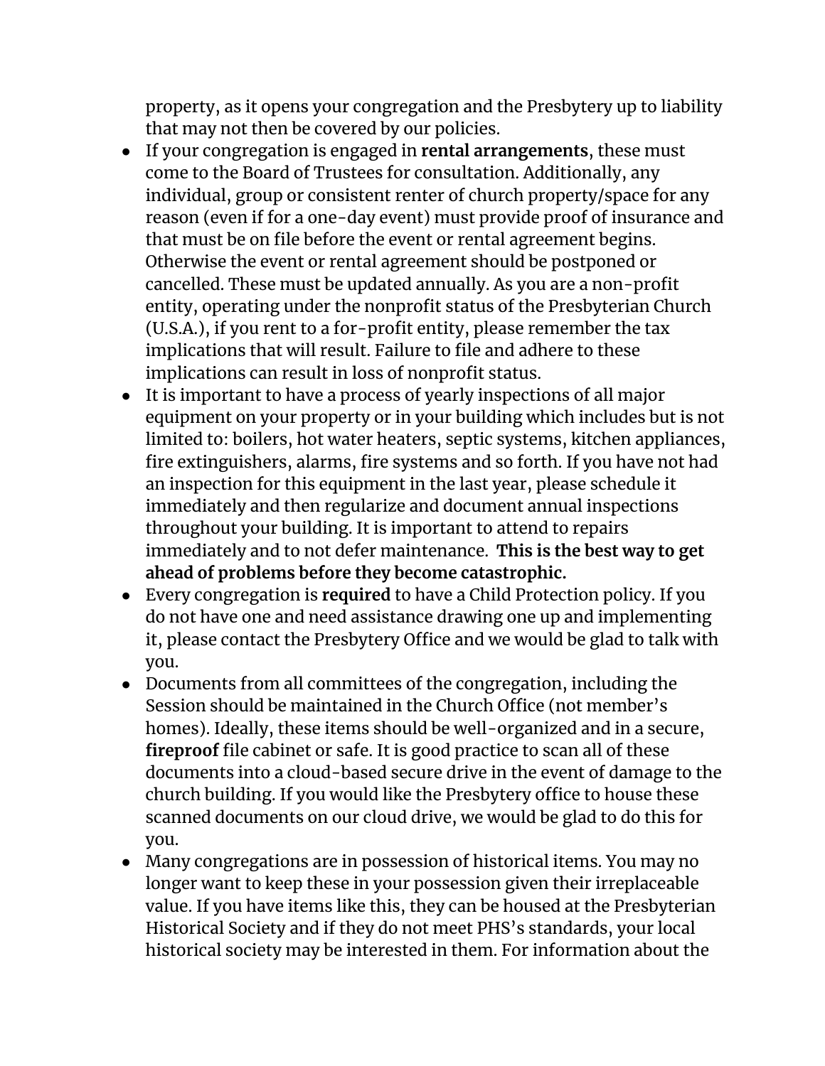property, as it opens your congregation and the Presbytery up to liability that may not then be covered by our policies.

- If your congregation is engaged in **rental arrangements**, these must come to the Board of Trustees for consultation. Additionally, any individual, group or consistent renter of church property/space for any reason (even if for a one-day event) must provide proof of insurance and that must be on file before the event or rental agreement begins. Otherwise the event or rental agreement should be postponed or cancelled. These must be updated annually. As you are a non-profit entity, operating under the nonprofit status of the Presbyterian Church (U.S.A.), if you rent to a for-profit entity, please remember the tax implications that will result. Failure to file and adhere to these implications can result in loss of nonprofit status.
- It is important to have a process of yearly inspections of all major equipment on your property or in your building which includes but is not limited to: boilers, hot water heaters, septic systems, kitchen appliances, fire extinguishers, alarms, fire systems and so forth. If you have not had an inspection for this equipment in the last year, please schedule it immediately and then regularize and document annual inspections throughout your building. It is important to attend to repairs immediately and to not defer maintenance. **This is the best way to get ahead of problems before they become catastrophic.**
- Every congregation is **required** to have a Child Protection policy. If you do not have one and need assistance drawing one up and implementing it, please contact the Presbytery Office and we would be glad to talk with you.
- Documents from all committees of the congregation, including the Session should be maintained in the Church Office (not member's homes). Ideally, these items should be well-organized and in a secure, **fireproof** file cabinet or safe. It is good practice to scan all of these documents into a cloud-based secure drive in the event of damage to the church building. If you would like the Presbytery office to house these scanned documents on our cloud drive, we would be glad to do this for you.
- Many congregations are in possession of historical items. You may no longer want to keep these in your possession given their irreplaceable value. If you have items like this, they can be housed at the Presbyterian Historical Society and if they do not meet PHS's standards, your local historical society may be interested in them. For information about the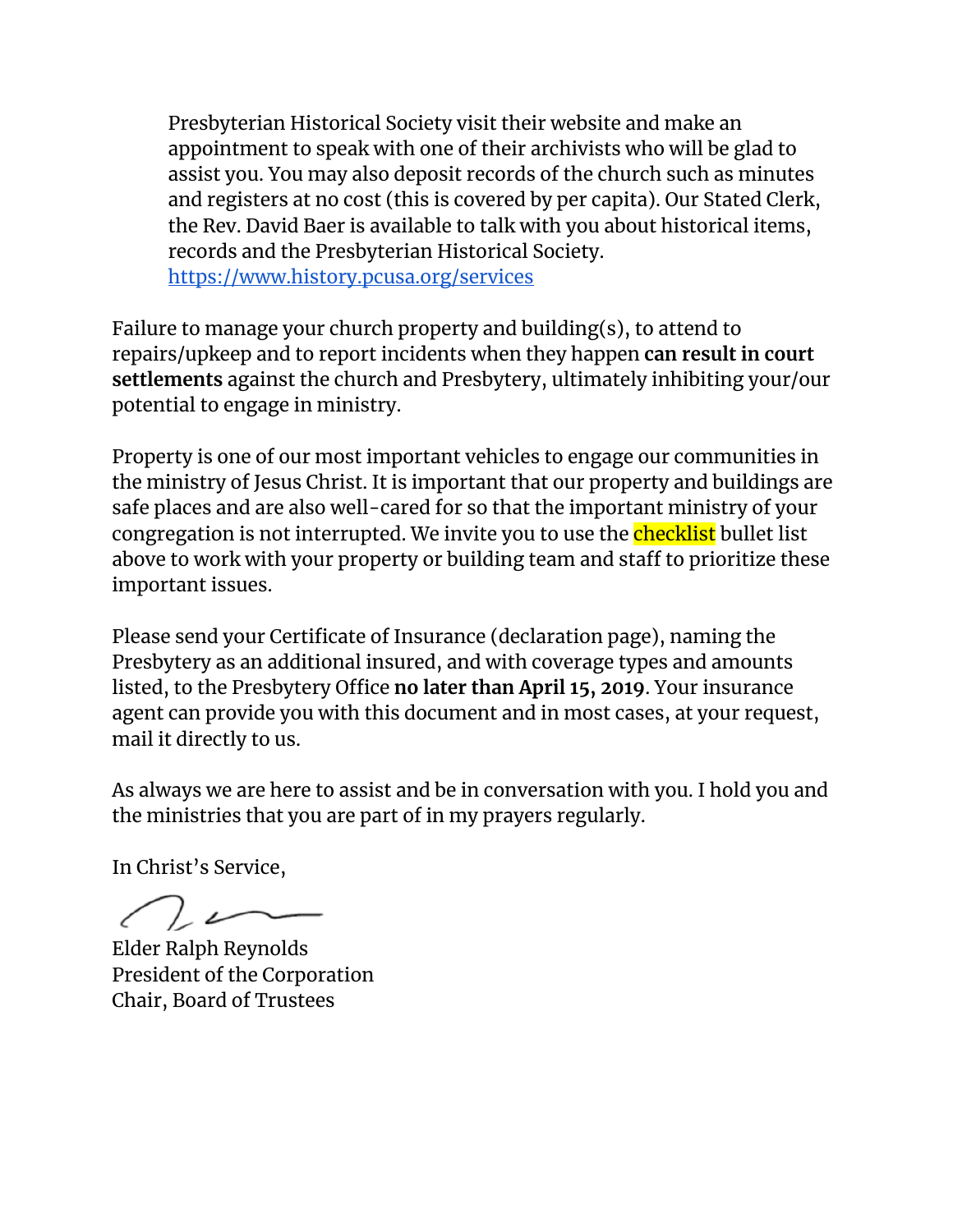Presbyterian Historical Society visit their website and make an appointment to speak with one of their archivists who will be glad to assist you. You may also deposit records of the church such as minutes and registers at no cost (this is covered by per capita). Our Stated Clerk, the Rev. David Baer is available to talk with you about historical items, records and the Presbyterian Historical Society.
[https://www.history.pcusa.org/services](https://www.history.pcusa.org/services)

Failure to manage your church property and building(s), to attend to repairs/upkeep and to report incidents when they happen **can result in court settlements** against the church and Presbytery, ultimately inhibiting your/our potential to engage in ministry.

Property is one of our most important vehicles to engage our communities in the ministry of Jesus Christ. It is important that our property and buildings are safe places and are also well-cared for so that the important ministry of your congregation is not interrupted. We invite you to use the checklist bullet list above to work with your property or building team and staff to prioritize these important issues.

Please send your Certificate of Insurance (declaration page), naming the Presbytery as an additional insured, and with coverage types and amounts listed, to the Presbytery Office **no later than April 15, 2019**. Your insurance agent can provide you with this document and in most cases, at your request, mail it directly to us.

As always we are here to assist and be in conversation with you. I hold you and the ministries that you are part of in my prayers regularly.

In Christ's Service,

Elder Ralph Reynolds
President of the Corporation
Chair, Board of Trustees